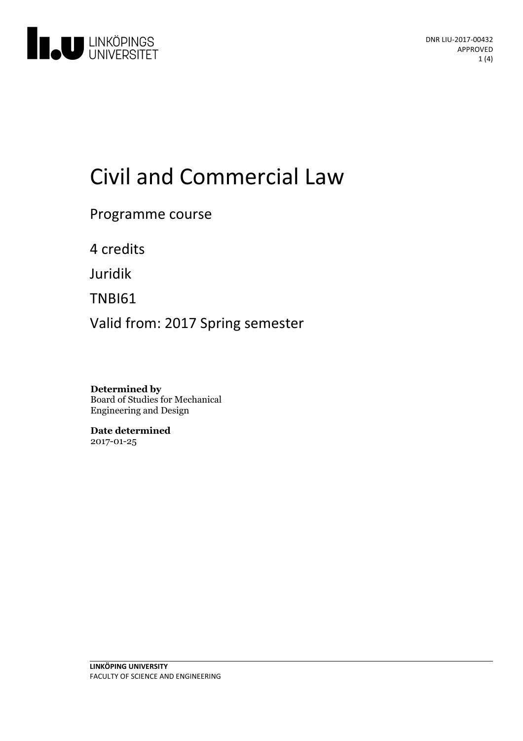DNR LIU-2017-00432
APPROVED

# Civil and Commercial Law

Programme course

4 credits

Juridik

TNBI61

Valid from: 2017 Spring semester

**Determined by**
Board of Studies for Mechanical Engineering and Design

**Date determined**
2017-01-25

**LINKÖPING UNIVERSITY**
FACULTY OF SCIENCE AND ENGINEERING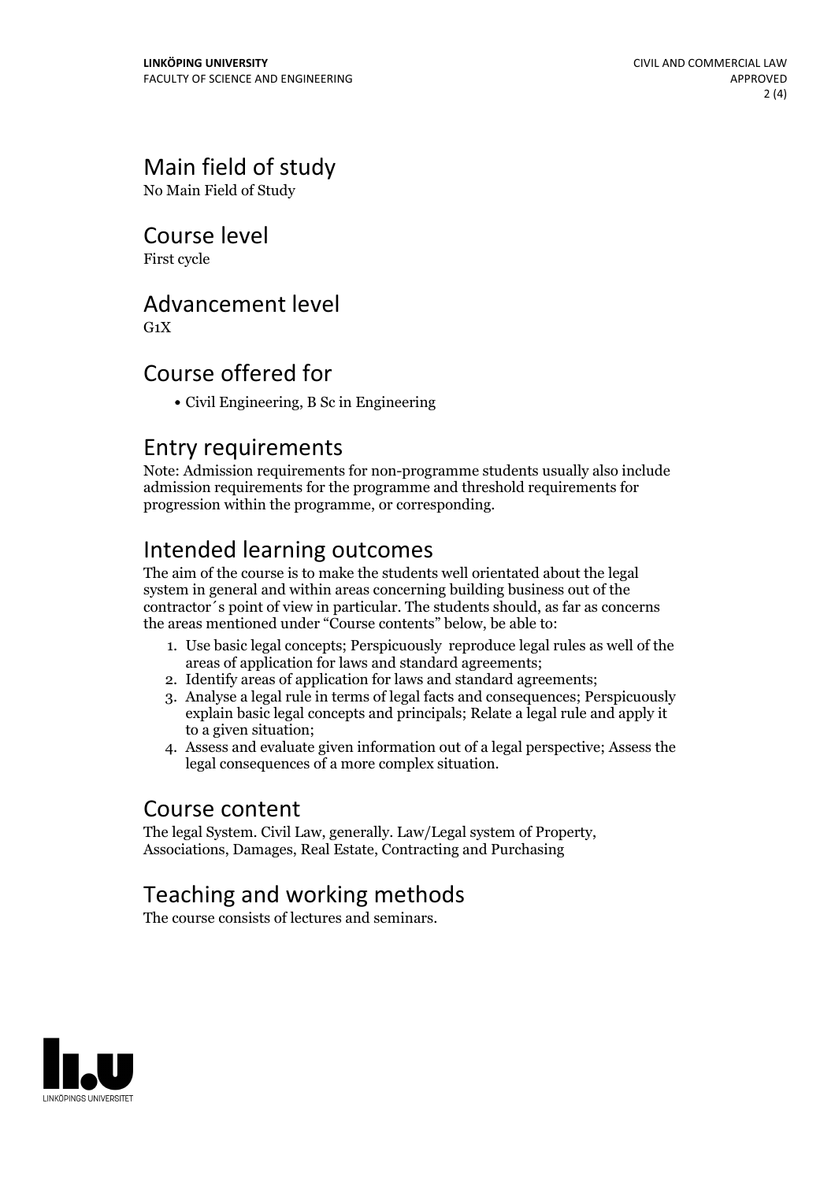## Main field of study

No Main Field of Study

## Course level

First cycle

## Advancement level

G1X

## Course offered for

- Civil Engineering, B Sc in Engineering

## Entry requirements

Note: Admission requirements for non-programme students usually also include admission requirements for the programme and threshold requirements for progression within the programme, or corresponding.

## Intended learning outcomes

The aim of the course is to make the students well orientated about the legal system in general and within areas concerning building business out of the contractor´s point of view in particular. The students should, as far as concerns the areas mentioned under "Course contents" below, be able to:

1. Use basic legal concepts; Perspicuously reproduce legal rules as well of the areas of application for laws and standard agreements;
2. Identify areas of application for laws and standard agreements;
3. Analyse a legal rule in terms of legal facts and consequences; Perspicuously explain basic legal concepts and principals; Relate a legal rule and apply it to a given situation;
4. Assess and evaluate given information out of a legal perspective; Assess the legal consequences of a more complex situation.

## Course content

The legal System. Civil Law, generally. Law/Legal system of Property, Associations, Damages, Real Estate, Contracting and Purchasing

## Teaching and working methods

The course consists of lectures and seminars.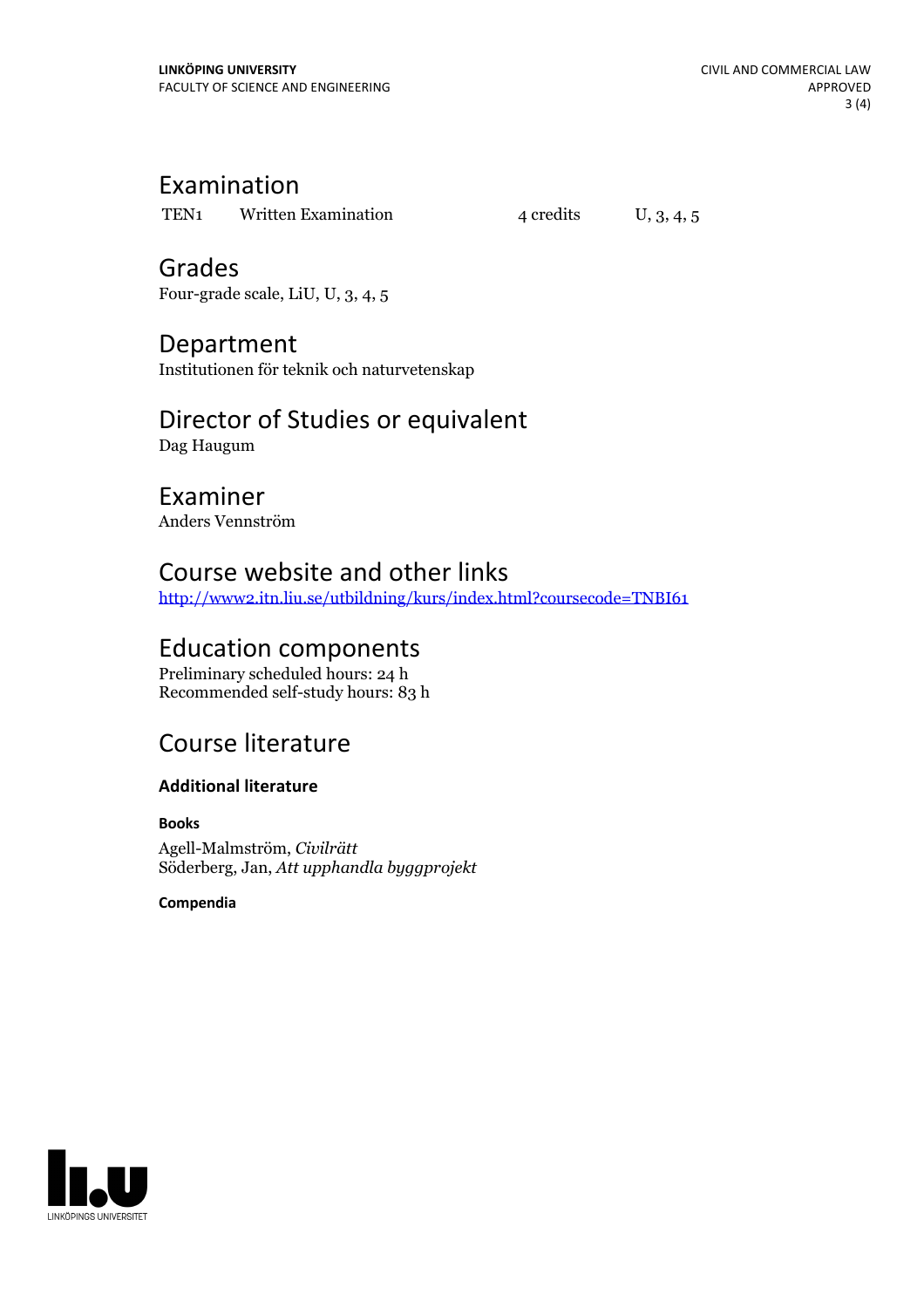## Examination

| TEN1 | Written Examination | 4 credits | U, 3, 4, 5 |
|---|---|---|---|

## Grades

Four-grade scale, LiU, U, 3, 4, 5

## Department

Institutionen för teknik och naturvetenskap

## Director of Studies or equivalent

Dag Haugum

## Examiner

Anders Vennström

## Course website and other links

http://www2.itn.liu.se/utbildning/kurs/index.html?coursecode=TNBI61

## Education components

Preliminary scheduled hours: 24 h
Recommended self-study hours: 83 h

## Course literature

### Additional literature

#### Books

Agell-Malmström, *Civilrätt*
Söderberg, Jan, *Att upphandla byggprojekt*

#### Compendia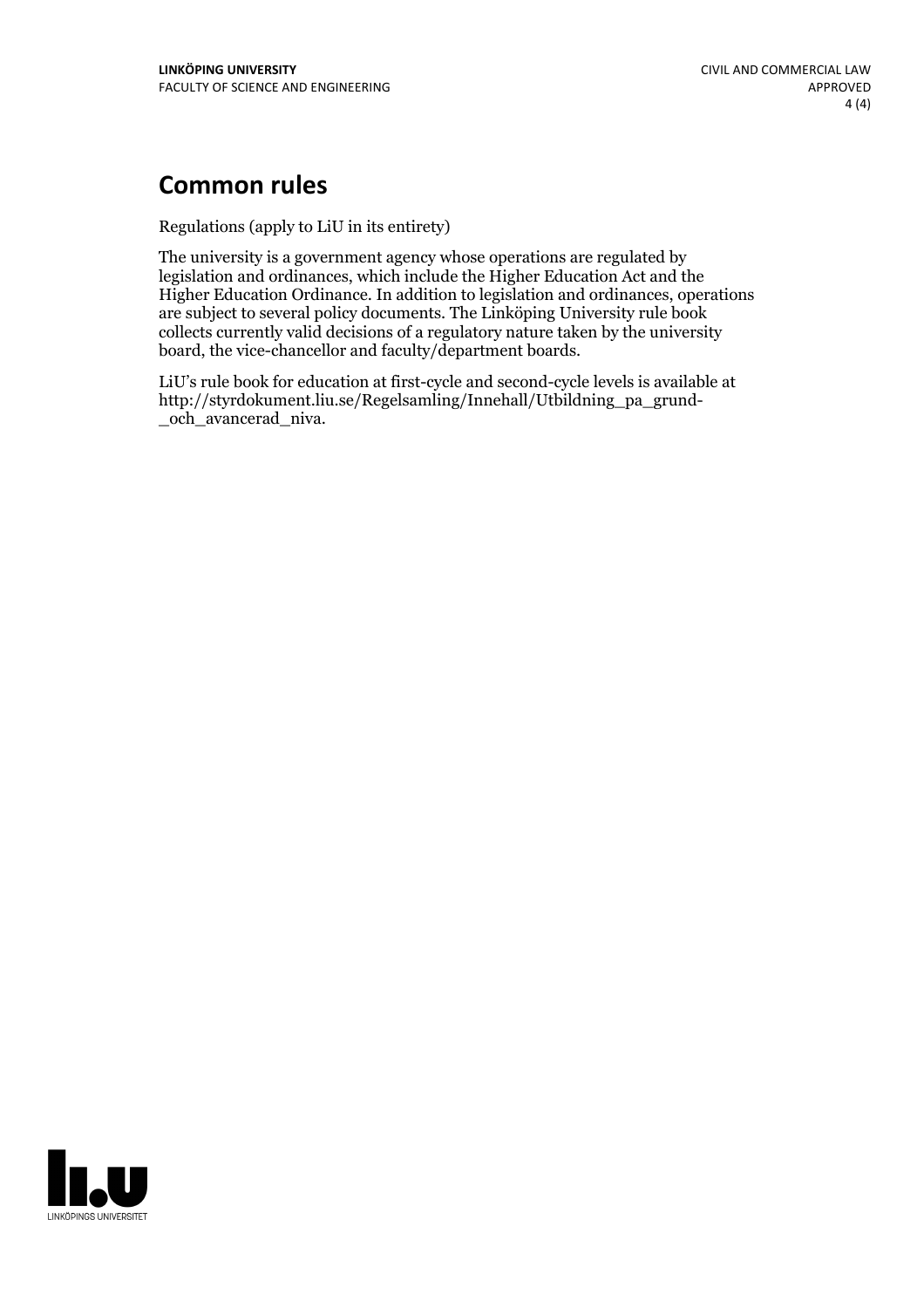# Common rules

Regulations (apply to LiU in its entirety)

The university is a government agency whose operations are regulated by legislation and ordinances, which include the Higher Education Act and the Higher Education Ordinance. In addition to legislation and ordinances, operations are subject to several policy documents. The Linköping University rule book collects currently valid decisions of a regulatory nature taken by the university board, the vice-chancellor and faculty/department boards.

LiU's rule book for education at first-cycle and second-cycle levels is available at http://styrdokument.liu.se/Regelsamling/Innehall/Utbildning_pa_grund-_och_avancerad_niva.